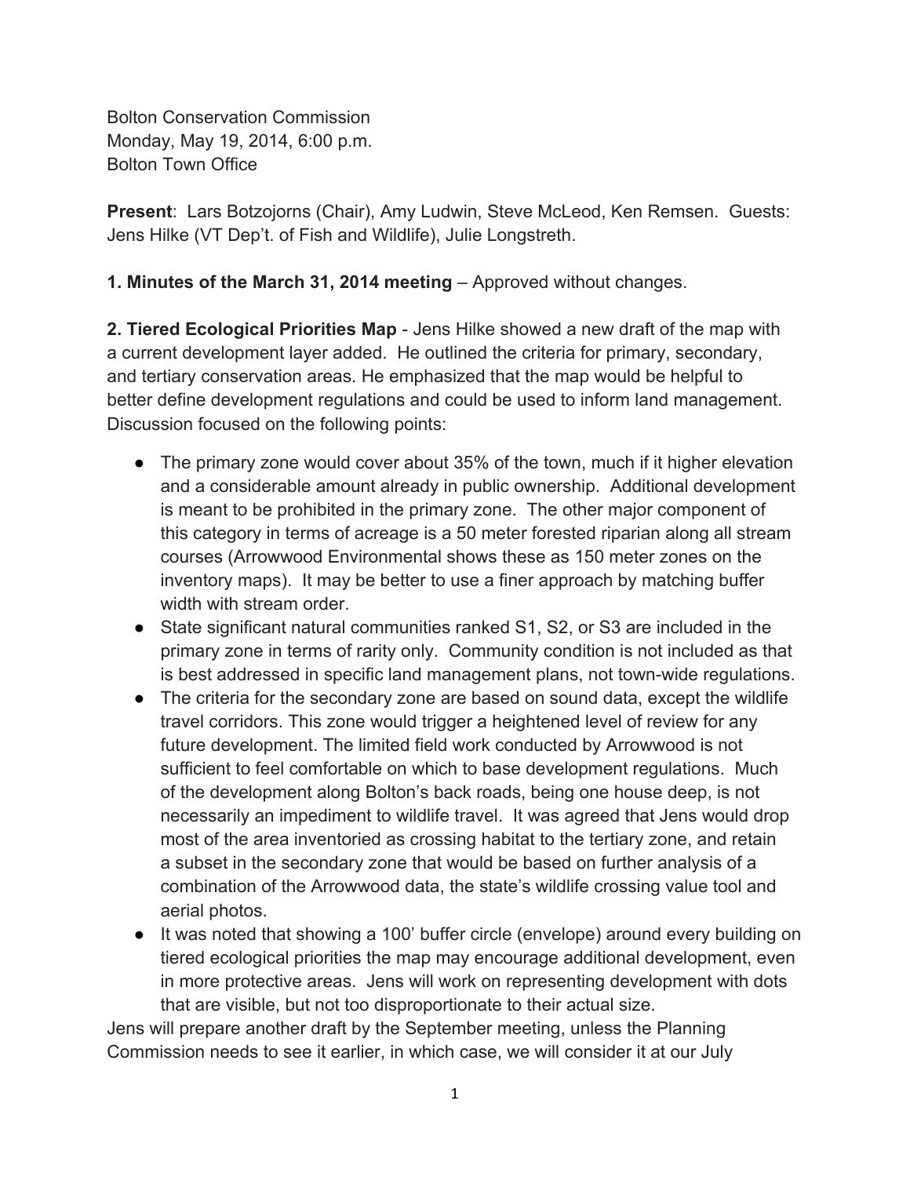Bolton Conservation Commission
Monday, May 19, 2014, 6:00 p.m.
Bolton Town Office

**Present**: Lars Botzojorns (Chair), Amy Ludwin, Steve McLeod, Ken Remsen. Guests: Jens Hilke (VT Dep't. of Fish and Wildlife), Julie Longstreth.

**1. Minutes of the March 31, 2014 meeting** – Approved without changes.

**2. Tiered Ecological Priorities Map** - Jens Hilke showed a new draft of the map with a current development layer added. He outlined the criteria for primary, secondary, and tertiary conservation areas. He emphasized that the map would be helpful to better define development regulations and could be used to inform land management. Discussion focused on the following points:

- The primary zone would cover about 35% of the town, much if it higher elevation and a considerable amount already in public ownership. Additional development is meant to be prohibited in the primary zone. The other major component of this category in terms of acreage is a 50 meter forested riparian along all stream courses (Arrowwood Environmental shows these as 150 meter zones on the inventory maps). It may be better to use a finer approach by matching buffer width with stream order.
- State significant natural communities ranked S1, S2, or S3 are included in the primary zone in terms of rarity only. Community condition is not included as that is best addressed in specific land management plans, not town-wide regulations.
- The criteria for the secondary zone are based on sound data, except the wildlife travel corridors. This zone would trigger a heightened level of review for any future development. The limited field work conducted by Arrowwood is not sufficient to feel comfortable on which to base development regulations. Much of the development along Bolton's back roads, being one house deep, is not necessarily an impediment to wildlife travel. It was agreed that Jens would drop most of the area inventoried as crossing habitat to the tertiary zone, and retain a subset in the secondary zone that would be based on further analysis of a combination of the Arrowwood data, the state's wildlife crossing value tool and aerial photos.
- It was noted that showing a 100' buffer circle (envelope) around every building on tiered ecological priorities the map may encourage additional development, even in more protective areas. Jens will work on representing development with dots that are visible, but not too disproportionate to their actual size.

Jens will prepare another draft by the September meeting, unless the Planning Commission needs to see it earlier, in which case, we will consider it at our July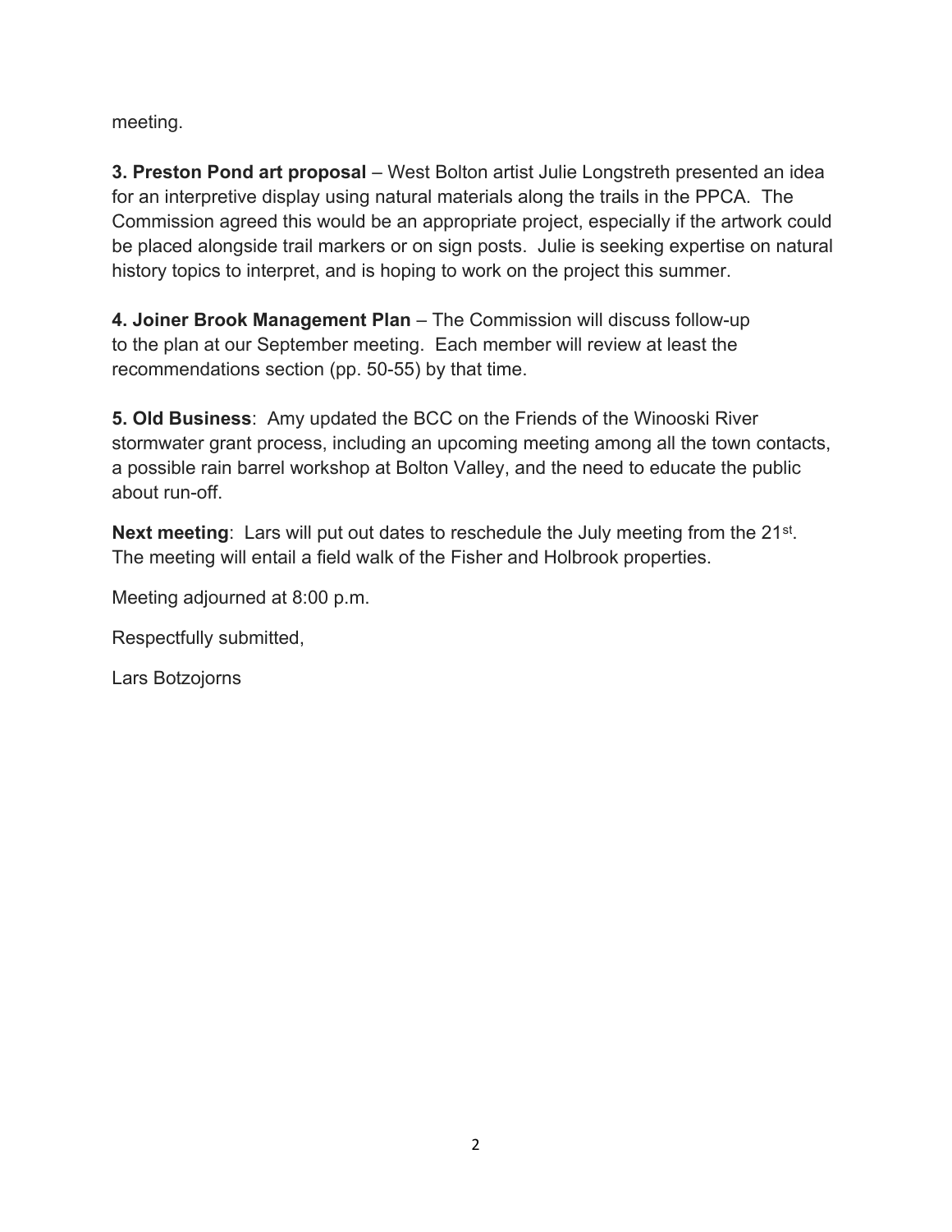meeting.

**3. Preston Pond art proposal** – West Bolton artist Julie Longstreth presented an idea for an interpretive display using natural materials along the trails in the PPCA. The Commission agreed this would be an appropriate project, especially if the artwork could be placed alongside trail markers or on sign posts. Julie is seeking expertise on natural history topics to interpret, and is hoping to work on the project this summer.

**4. Joiner Brook Management Plan** – The Commission will discuss follow-up to the plan at our September meeting. Each member will review at least the recommendations section (pp. 50-55) by that time.

**5. Old Business**: Amy updated the BCC on the Friends of the Winooski River stormwater grant process, including an upcoming meeting among all the town contacts, a possible rain barrel workshop at Bolton Valley, and the need to educate the public about run-off.

**Next meeting**: Lars will put out dates to reschedule the July meeting from the 21st. The meeting will entail a field walk of the Fisher and Holbrook properties.

Meeting adjourned at 8:00 p.m.

Respectfully submitted,

Lars Botzojorns